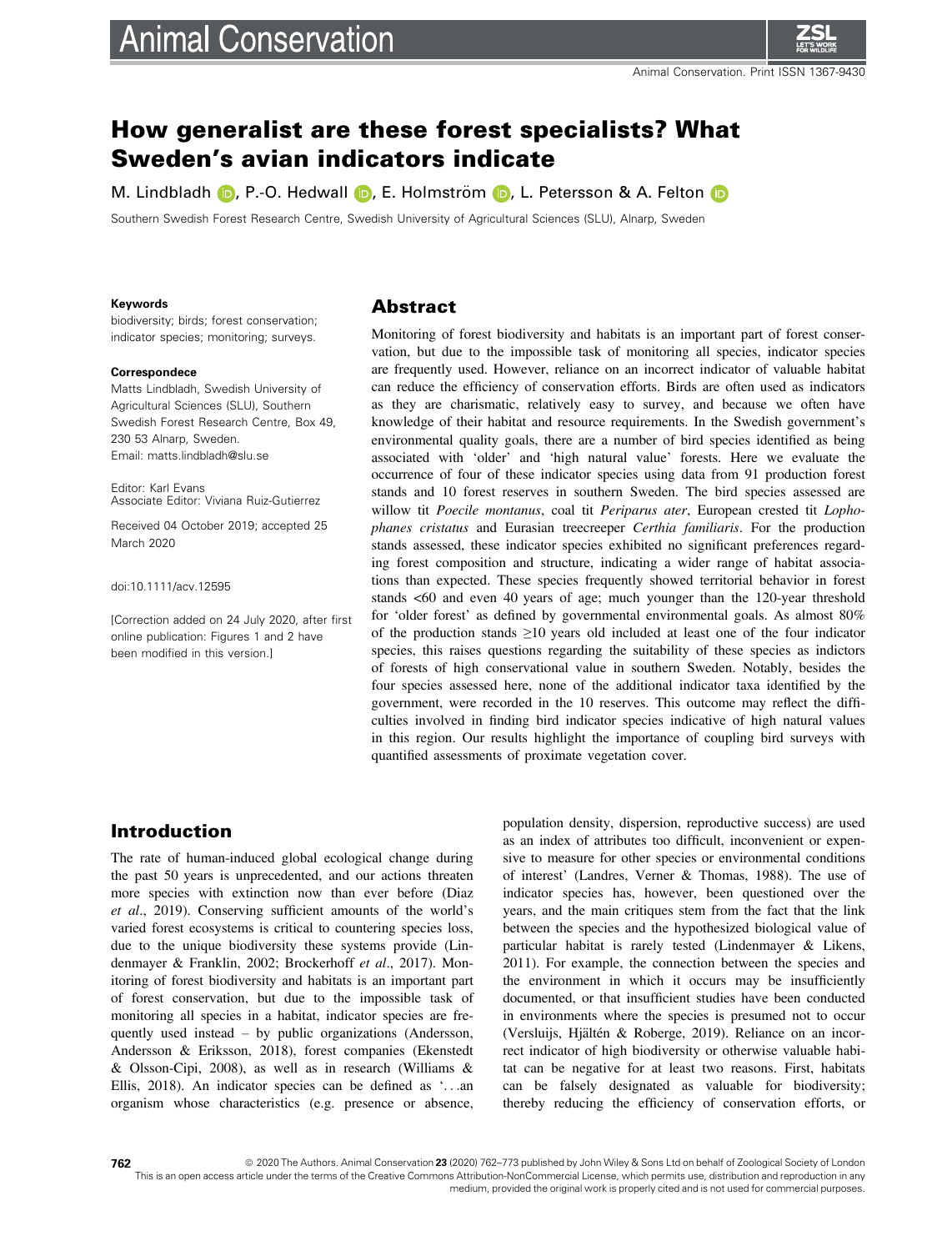# How generalist are these forest specialists? What Sweden's avian indicators indicate

M. Lindbladh, P.-O. Hedwall, E. Holmström, L. Petersson & A. Felton

Southern Swedish Forest Research Centre, Swedish University of Agricultural Sciences (SLU), Alnarp, Sweden

**Keywords**

biodiversity; birds; forest conservation; indicator species; monitoring; surveys.

**Correspondece**

Matts Lindbladh, Swedish University of Agricultural Sciences (SLU), Southern Swedish Forest Research Centre, Box 49, 230 53 Alnarp, Sweden.
Email: matts.lindbladh@slu.se

Editor: Karl Evans
Associate Editor: Viviana Ruiz-Gutierrez

Received 04 October 2019; accepted 25 March 2020

doi:10.1111/acv.12595

[Correction added on 24 July 2020, after first online publication: Figures 1 and 2 have been modified in this version.]

## Abstract

Monitoring of forest biodiversity and habitats is an important part of forest conservation, but due to the impossible task of monitoring all species, indicator species are frequently used. However, reliance on an incorrect indicator of valuable habitat can reduce the efficiency of conservation efforts. Birds are often used as indicators as they are charismatic, relatively easy to survey, and because we often have knowledge of their habitat and resource requirements. In the Swedish government's environmental quality goals, there are a number of bird species identified as being associated with 'older' and 'high natural value' forests. Here we evaluate the occurrence of four of these indicator species using data from 91 production forest stands and 10 forest reserves in southern Sweden. The bird species assessed are willow tit *Poecile montanus*, coal tit *Periparus ater*, European crested tit *Lophophanes cristatus* and Eurasian treecreeper *Certhia familiaris*. For the production stands assessed, these indicator species exhibited no significant preferences regarding forest composition and structure, indicating a wider range of habitat associations than expected. These species frequently showed territorial behavior in forest stands <60 and even 40 years of age; much younger than the 120-year threshold for 'older forest' as defined by governmental environmental goals. As almost 80% of the production stands ≥10 years old included at least one of the four indicator species, this raises questions regarding the suitability of these species as indictors of forests of high conservational value in southern Sweden. Notably, besides the four species assessed here, none of the additional indicator taxa identified by the government, were recorded in the 10 reserves. This outcome may reflect the difficulties involved in finding bird indicator species indicative of high natural values in this region. Our results highlight the importance of coupling bird surveys with quantified assessments of proximate vegetation cover.

## Introduction

The rate of human-induced global ecological change during the past 50 years is unprecedented, and our actions threaten more species with extinction now than ever before (Diaz *et al*., 2019). Conserving sufficient amounts of the world's varied forest ecosystems is critical to countering species loss, due to the unique biodiversity these systems provide (Lindenmayer & Franklin, 2002; Brockerhoff *et al*., 2017). Monitoring of forest biodiversity and habitats is an important part of forest conservation, but due to the impossible task of monitoring all species in a habitat, indicator species are frequently used instead – by public organizations (Andersson, Andersson & Eriksson, 2018), forest companies (Ekenstedt & Olsson-Cipi, 2008), as well as in research (Williams & Ellis, 2018). An indicator species can be defined as '...an organism whose characteristics (e.g. presence or absence, population density, dispersion, reproductive success) are used as an index of attributes too difficult, inconvenient or expensive to measure for other species or environmental conditions of interest' (Landres, Verner & Thomas, 1988). The use of indicator species has, however, been questioned over the years, and the main critiques stem from the fact that the link between the species and the hypothesized biological value of particular habitat is rarely tested (Lindenmayer & Likens, 2011). For example, the connection between the species and the environment in which it occurs may be insufficiently documented, or that insufficient studies have been conducted in environments where the species is presumed not to occur (Versluijs, Hjältén & Roberge, 2019). Reliance on an incorrect indicator of high biodiversity or otherwise valuable habitat can be negative for at least two reasons. First, habitats can be falsely designated as valuable for biodiversity; thereby reducing the efficiency of conservation efforts, or

© 2020 The Authors. Animal Conservation published by John Wiley & Sons Ltd on behalf of Zoological Society of London
This is an open access article under the terms of the Creative Commons Attribution-NonCommercial License, which permits use, distribution and reproduction in any medium, provided the original work is properly cited and is not used for commercial purposes.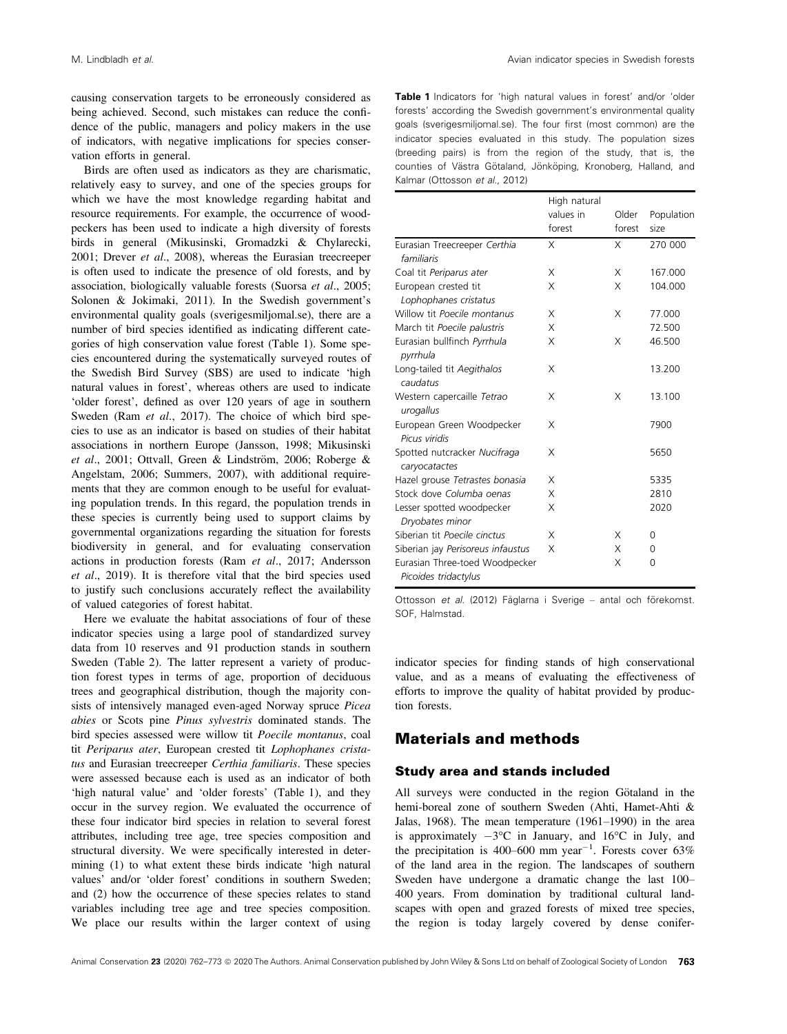causing conservation targets to be erroneously considered as being achieved. Second, such mistakes can reduce the confidence of the public, managers and policy makers in the use of indicators, with negative implications for species conservation efforts in general.

Birds are often used as indicators as they are charismatic, relatively easy to survey, and one of the species groups for which we have the most knowledge regarding habitat and resource requirements. For example, the occurrence of woodpeckers has been used to indicate a high diversity of forests birds in general (Mikusinski, Gromadzki & Chylarecki, 2001; Drever *et al*., 2008), whereas the Eurasian treecreeper is often used to indicate the presence of old forests, and by association, biologically valuable forests (Suorsa *et al*., 2005; Solonen & Jokimaki, 2011). In the Swedish government's environmental quality goals (sverigesmiljomal.se), there are a number of bird species identified as indicating different categories of high conservation value forest (Table 1). Some species encountered during the systematically surveyed routes of the Swedish Bird Survey (SBS) are used to indicate 'high natural values in forest', whereas others are used to indicate 'older forest', defined as over 120 years of age in southern Sweden (Ram *et al*., 2017). The choice of which bird species to use as an indicator is based on studies of their habitat associations in northern Europe (Jansson, 1998; Mikusinski *et al*., 2001; Ottvall, Green & Lindström, 2006; Roberge & Angelstam, 2006; Summers, 2007), with additional requirements that they are common enough to be useful for evaluating population trends. In this regard, the population trends in these species is currently being used to support claims by governmental organizations regarding the situation for forests biodiversity in general, and for evaluating conservation actions in production forests (Ram *et al*., 2017; Andersson *et al*., 2019). It is therefore vital that the bird species used to justify such conclusions accurately reflect the availability of valued categories of forest habitat.

Here we evaluate the habitat associations of four of these indicator species using a large pool of standardized survey data from 10 reserves and 91 production stands in southern Sweden (Table 2). The latter represent a variety of production forest types in terms of age, proportion of deciduous trees and geographical distribution, though the majority consists of intensively managed even-aged Norway spruce *Picea abies* or Scots pine *Pinus sylvestris* dominated stands. The bird species assessed were willow tit *Poecile montanus*, coal tit *Periparus ater*, European crested tit *Lophophanes cristatus* and Eurasian treecreeper *Certhia familiaris*. These species were assessed because each is used as an indicator of both 'high natural value' and 'older forests' (Table 1), and they occur in the survey region. We evaluated the occurrence of these four indicator bird species in relation to several forest attributes, including tree age, tree species composition and structural diversity. We were specifically interested in determining (1) to what extent these birds indicate 'high natural values' and/or 'older forest' conditions in southern Sweden; and (2) how the occurrence of these species relates to stand variables including tree age and tree species composition. We place our results within the larger context of using indicator species for finding stands of high conservational value, and as a means of evaluating the effectiveness of efforts to improve the quality of habitat provided by production forests.

**Table 1** Indicators for 'high natural values in forest' and/or 'older forests' according the Swedish government's environmental quality goals (sverigesmiljomal.se). The four first (most common) are the indicator species evaluated in this study. The population sizes (breeding pairs) is from the region of the study, that is, the counties of Västra Götaland, Jönköping, Kronoberg, Halland, and Kalmar (Ottosson *et al*., 2012)

| | High natural values in forest | Older forest | Population size |
|---|---|---|---|
| Eurasian Treecreeper *Certhia familiaris* | X | X | 270 000 |
| Coal tit *Periparus ater* | X | X | 167.000 |
| European crested tit *Lophophanes cristatus* | X | X | 104.000 |
| Willow tit *Poecile montanus* | X | X | 77.000 |
| March tit *Poecile palustris* | X | | 72.500 |
| Eurasian bullfinch *Pyrrhula pyrrhula* | X | X | 46.500 |
| Long-tailed tit *Aegithalos caudatus* | X | | 13.200 |
| Western capercaille *Tetrao urogallus* | X | X | 13.100 |
| European Green Woodpecker *Picus viridis* | X | | 7900 |
| Spotted nutcracker *Nucifraga caryocatactes* | X | | 5650 |
| Hazel grouse *Tetrastes bonasia* | X | | 5335 |
| Stock dove *Columba oenas* | X | | 2810 |
| Lesser spotted woodpecker *Dryobates minor* | X | | 2020 |
| Siberian tit *Poecile cinctus* | X | X | 0 |
| Siberian jay *Perisoreus infaustus* | X | X | 0 |
| Eurasian Three-toed Woodpecker *Picoides tridactylus* | | X | 0 |

Ottosson *et al*. (2012) Fåglarna i Sverige – antal och förekomst. SOF, Halmstad.

## Materials and methods

### Study area and stands included

All surveys were conducted in the region Götaland in the hemi-boreal zone of southern Sweden (Ahti, Hamet-Ahti & Jalas, 1968). The mean temperature (1961–1990) in the area is approximately $-3°C$ in January, and $16°C$ in July, and the precipitation is 400–600 mm year$^{-1}$. Forests cover 63% of the land area in the region. The landscapes of southern Sweden have undergone a dramatic change the last 100–400 years. From domination by traditional cultural landscapes with open and grazed forests of mixed tree species, the region is today largely covered by dense conifer-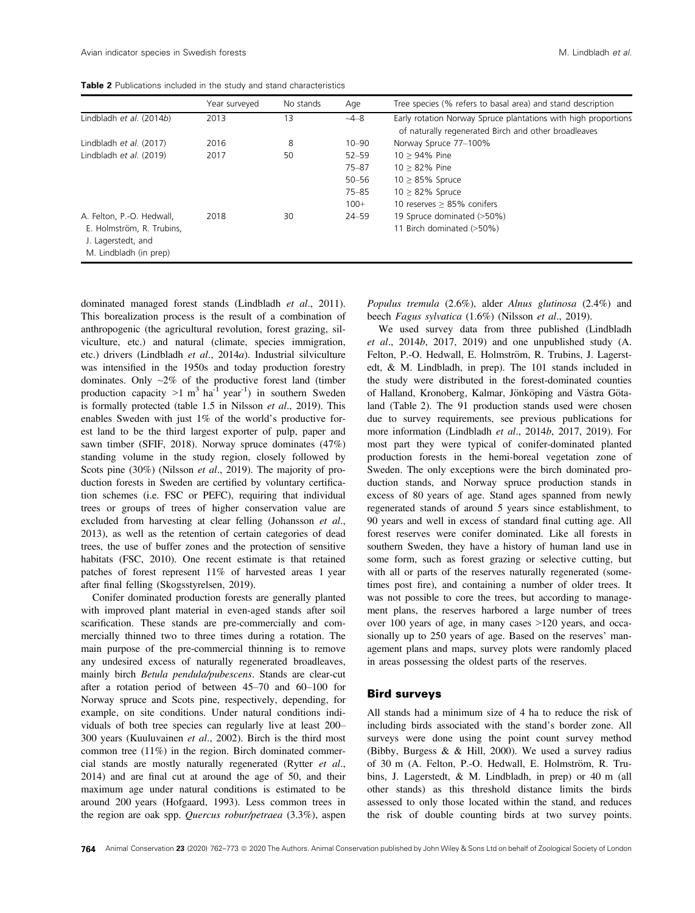**Table 2** Publications included in the study and stand characteristics

| | Year surveyed | No stands | Age | Tree species (% refers to basal area) and stand description |
|---|---|---|---|---|
| Lindbladh *et al.* (2014*b*) | 2013 | 13 | ~4–8 | Early rotation Norway Spruce plantations with high proportions of naturally regenerated Birch and other broadleaves |
| Lindbladh *et al.* (2017) | 2016 | 8 | 10–90 | Norway Spruce 77–100% |
| Lindbladh *et al.* (2019) | 2017 | 50 | 52–59 | 10 ≥ 94% Pine |
| | | | 75–87 | 10 ≥ 82% Pine |
| | | | 50–56 | 10 ≥ 85% Spruce |
| | | | 75–85 | 10 ≥ 82% Spruce |
| | | | 100+ | 10 reserves ≥ 85% conifers |
| A. Felton, P.-O. Hedwall, E. Holmström, R. Trubins, J. Lagerstedt, and M. Lindbladh (in prep) | 2018 | 30 | 24–59 | 19 Spruce dominated (>50%) |
| | | | | 11 Birch dominated (>50%) |

dominated managed forest stands (Lindbladh *et al*., 2011). This borealization process is the result of a combination of anthropogenic (the agricultural revolution, forest grazing, silviculture, etc.) and natural (climate, species immigration, etc.) drivers (Lindbladh *et al*., 2014*a*). Industrial silviculture was intensified in the 1950s and today production forestry dominates. Only ~2% of the productive forest land (timber production capacity >1 $m^3$ $ha^{-1}$ $year^{-1}$) in southern Sweden is formally protected (table 1.5 in Nilsson *et al*., 2019). This enables Sweden with just 1% of the world's productive forest land to be the third largest exporter of pulp, paper and sawn timber (SFIF, 2018). Norway spruce dominates (47%) standing volume in the study region, closely followed by Scots pine (30%) (Nilsson *et al*., 2019). The majority of production forests in Sweden are certified by voluntary certification schemes (i.e. FSC or PEFC), requiring that individual trees or groups of trees of higher conservation value are excluded from harvesting at clear felling (Johansson *et al*., 2013), as well as the retention of certain categories of dead trees, the use of buffer zones and the protection of sensitive habitats (FSC, 2010). One recent estimate is that retained patches of forest represent 11% of harvested areas 1 year after final felling (Skogsstyrelsen, 2019).

Conifer dominated production forests are generally planted with improved plant material in even-aged stands after soil scarification. These stands are pre-commercially and commercially thinned two to three times during a rotation. The main purpose of the pre-commercial thinning is to remove any undesired excess of naturally regenerated broadleaves, mainly birch *Betula pendula/pubescens*. Stands are clear-cut after a rotation period of between 45–70 and 60–100 for Norway spruce and Scots pine, respectively, depending, for example, on site conditions. Under natural conditions individuals of both tree species can regularly live at least 200–300 years (Kuuluvainen *et al*., 2002). Birch is the third most common tree (11%) in the region. Birch dominated commercial stands are mostly naturally regenerated (Rytter *et al*., 2014) and are final cut at around the age of 50, and their maximum age under natural conditions is estimated to be around 200 years (Hofgaard, 1993). Less common trees in the region are oak spp. *Quercus robur/petraea* (3.3%), aspen *Populus tremula* (2.6%), alder *Alnus glutinosa* (2.4%) and beech *Fagus sylvatica* (1.6%) (Nilsson *et al*., 2019).

We used survey data from three published (Lindbladh *et al*., 2014*b*, 2017, 2019) and one unpublished study (A. Felton, P.-O. Hedwall, E. Holmström, R. Trubins, J. Lagerstedt, & M. Lindbladh, in prep). The 101 stands included in the study were distributed in the forest-dominated counties of Halland, Kronoberg, Kalmar, Jönköping and Västra Götaland (Table 2). The 91 production stands used were chosen due to survey requirements, see previous publications for more information (Lindbladh *et al*., 2014*b*, 2017, 2019). For most part they were typical of conifer-dominated planted production forests in the hemi-boreal vegetation zone of Sweden. The only exceptions were the birch dominated production stands, and Norway spruce production stands in excess of 80 years of age. Stand ages spanned from newly regenerated stands of around 5 years since establishment, to 90 years and well in excess of standard final cutting age. All forest reserves were conifer dominated. Like all forests in southern Sweden, they have a history of human land use in some form, such as forest grazing or selective cutting, but with all or parts of the reserves naturally regenerated (sometimes post fire), and containing a number of older trees. It was not possible to core the trees, but according to management plans, the reserves harbored a large number of trees over 100 years of age, in many cases >120 years, and occasionally up to 250 years of age. Based on the reserves' management plans and maps, survey plots were randomly placed in areas possessing the oldest parts of the reserves.

## Bird surveys

All stands had a minimum size of 4 ha to reduce the risk of including birds associated with the stand's border zone. All surveys were done using the point count survey method (Bibby, Burgess & & Hill, 2000). We used a survey radius of 30 m (A. Felton, P.-O. Hedwall, E. Holmström, R. Trubins, J. Lagerstedt, & M. Lindbladh, in prep) or 40 m (all other stands) as this threshold distance limits the birds assessed to only those located within the stand, and reduces the risk of double counting birds at two survey points.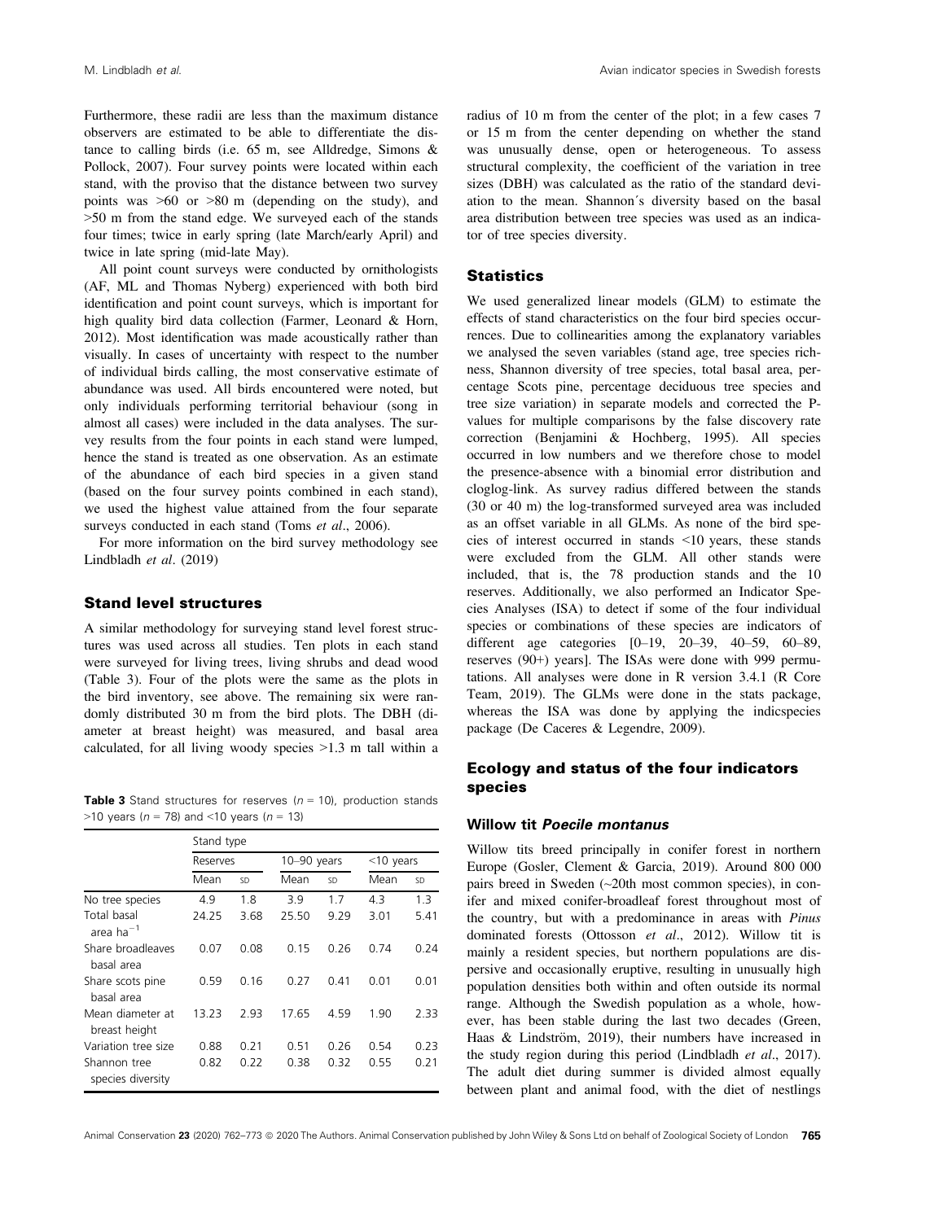Furthermore, these radii are less than the maximum distance observers are estimated to be able to differentiate the distance to calling birds (i.e. 65 m, see Alldredge, Simons & Pollock, 2007). Four survey points were located within each stand, with the proviso that the distance between two survey points was >60 or >80 m (depending on the study), and >50 m from the stand edge. We surveyed each of the stands four times; twice in early spring (late March/early April) and twice in late spring (mid-late May).

All point count surveys were conducted by ornithologists (AF, ML and Thomas Nyberg) experienced with both bird identification and point count surveys, which is important for high quality bird data collection (Farmer, Leonard & Horn, 2012). Most identification was made acoustically rather than visually. In cases of uncertainty with respect to the number of individual birds calling, the most conservative estimate of abundance was used. All birds encountered were noted, but only individuals performing territorial behaviour (song in almost all cases) were included in the data analyses. The survey results from the four points in each stand were lumped, hence the stand is treated as one observation. As an estimate of the abundance of each bird species in a given stand (based on the four survey points combined in each stand), we used the highest value attained from the four separate surveys conducted in each stand (Toms *et al*., 2006).

For more information on the bird survey methodology see Lindbladh *et al*. (2019)

### Stand level structures

A similar methodology for surveying stand level forest structures was used across all studies. Ten plots in each stand were surveyed for living trees, living shrubs and dead wood (Table 3). Four of the plots were the same as the plots in the bird inventory, see above. The remaining six were randomly distributed 30 m from the bird plots. The DBH (diameter at breast height) was measured, and basal area calculated, for all living woody species >1.3 m tall within a radius of 10 m from the center of the plot; in a few cases 7 or 15 m from the center depending on whether the stand was unusually dense, open or heterogeneous. To assess structural complexity, the coefficient of the variation in tree sizes (DBH) was calculated as the ratio of the standard deviation to the mean. Shannon´s diversity based on the basal area distribution between tree species was used as an indicator of tree species diversity.

**Table 3** Stand structures for reserves ($n$ = 10), production stands >10 years ($n$ = 78) and <10 years ($n$ = 13)

| | Stand type | | | | | |
|---|---|---|---|---|---|---|
| | Reserves | | 10–90 years | | <10 years | |
| | Mean | SD | Mean | SD | Mean | SD |
| No tree species | 4.9 | 1.8 | 3.9 | 1.7 | 4.3 | 1.3 |
| Total basal area ha$^{-1}$ | 24.25 | 3.68 | 25.50 | 9.29 | 3.01 | 5.41 |
| Share broadleaves basal area | 0.07 | 0.08 | 0.15 | 0.26 | 0.74 | 0.24 |
| Share scots pine basal area | 0.59 | 0.16 | 0.27 | 0.41 | 0.01 | 0.01 |
| Mean diameter at breast height | 13.23 | 2.93 | 17.65 | 4.59 | 1.90 | 2.33 |
| Variation tree size | 0.88 | 0.21 | 0.51 | 0.26 | 0.54 | 0.23 |
| Shannon tree species diversity | 0.82 | 0.22 | 0.38 | 0.32 | 0.55 | 0.21 |

### Statistics

We used generalized linear models (GLM) to estimate the effects of stand characteristics on the four bird species occurrences. Due to collinearities among the explanatory variables we analysed the seven variables (stand age, tree species richness, Shannon diversity of tree species, total basal area, percentage Scots pine, percentage deciduous tree species and tree size variation) in separate models and corrected the P-values for multiple comparisons by the false discovery rate correction (Benjamini & Hochberg, 1995). All species occurred in low numbers and we therefore chose to model the presence-absence with a binomial error distribution and cloglog-link. As survey radius differed between the stands (30 or 40 m) the log-transformed surveyed area was included as an offset variable in all GLMs. As none of the bird species of interest occurred in stands <10 years, these stands were excluded from the GLM. All other stands were included, that is, the 78 production stands and the 10 reserves. Additionally, we also performed an Indicator Species Analyses (ISA) to detect if some of the four individual species or combinations of these species are indicators of different age categories [0–19, 20–39, 40–59, 60–89, reserves (90+) years]. The ISAs were done with 999 permutations. All analyses were done in R version 3.4.1 (R Core Team, 2019). The GLMs were done in the stats package, whereas the ISA was done by applying the indicspecies package (De Caceres & Legendre, 2009).

## Ecology and status of the four indicators species

### Willow tit *Poecile montanus*

Willow tits breed principally in conifer forest in northern Europe (Gosler, Clement & Garcia, 2019). Around 800 000 pairs breed in Sweden (~20th most common species), in conifer and mixed conifer-broadleaf forest throughout most of the country, but with a predominance in areas with *Pinus* dominated forests (Ottosson *et al*., 2012). Willow tit is mainly a resident species, but northern populations are dispersive and occasionally eruptive, resulting in unusually high population densities both within and often outside its normal range. Although the Swedish population as a whole, however, has been stable during the last two decades (Green, Haas & Lindström, 2019), their numbers have increased in the study region during this period (Lindbladh *et al*., 2017). The adult diet during summer is divided almost equally between plant and animal food, with the diet of nestlings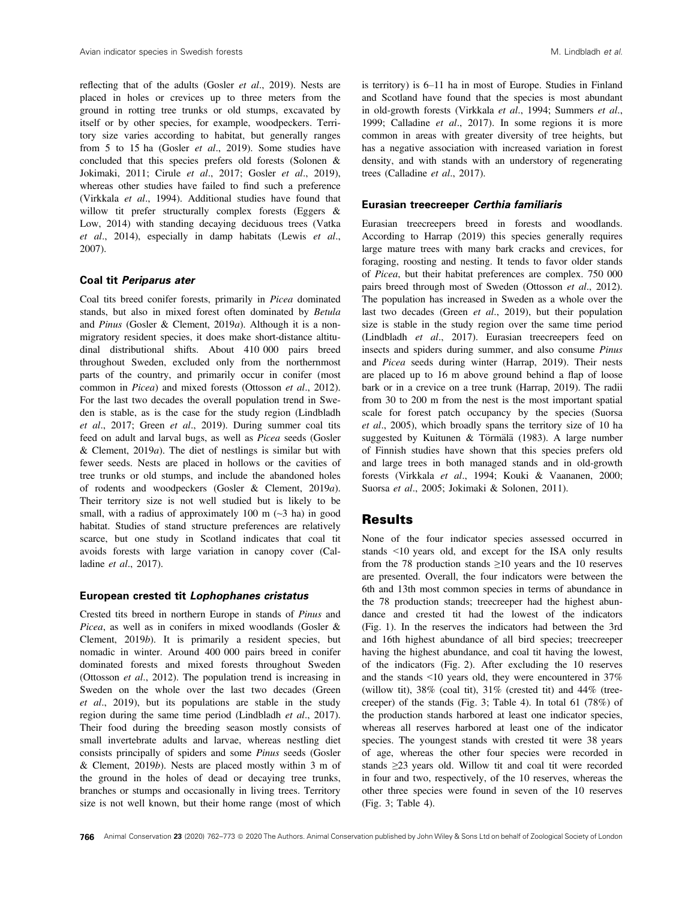reflecting that of the adults (Gosler *et al*., 2019). Nests are placed in holes or crevices up to three meters from the ground in rotting tree trunks or old stumps, excavated by itself or by other species, for example, woodpeckers. Territory size varies according to habitat, but generally ranges from 5 to 15 ha (Gosler *et al*., 2019). Some studies have concluded that this species prefers old forests (Solonen & Jokimaki, 2011; Cirule *et al*., 2017; Gosler *et al*., 2019), whereas other studies have failed to find such a preference (Virkkala *et al*., 1994). Additional studies have found that willow tit prefer structurally complex forests (Eggers & Low, 2014) with standing decaying deciduous trees (Vatka *et al*., 2014), especially in damp habitats (Lewis *et al*., 2007).

### Coal tit *Periparus ater*

Coal tits breed conifer forests, primarily in *Picea* dominated stands, but also in mixed forest often dominated by *Betula* and *Pinus* (Gosler & Clement, 2019*a*). Although it is a non-migratory resident species, it does make short-distance altitudinal distributional shifts. About 410 000 pairs breed throughout Sweden, excluded only from the northernmost parts of the country, and primarily occur in conifer (most common in *Picea*) and mixed forests (Ottosson *et al*., 2012). For the last two decades the overall population trend in Sweden is stable, as is the case for the study region (Lindbladh *et al*., 2017; Green *et al*., 2019). During summer coal tits feed on adult and larval bugs, as well as *Picea* seeds (Gosler & Clement, 2019*a*). The diet of nestlings is similar but with fewer seeds. Nests are placed in hollows or the cavities of tree trunks or old stumps, and include the abandoned holes of rodents and woodpeckers (Gosler & Clement, 2019*a*). Their territory size is not well studied but is likely to be small, with a radius of approximately 100 m (~3 ha) in good habitat. Studies of stand structure preferences are relatively scarce, but one study in Scotland indicates that coal tit avoids forests with large variation in canopy cover (Calladine *et al*., 2017).

### European crested tit *Lophophanes cristatus*

Crested tits breed in northern Europe in stands of *Pinus* and *Picea*, as well as in conifers in mixed woodlands (Gosler & Clement, 2019*b*). It is primarily a resident species, but nomadic in winter. Around 400 000 pairs breed in conifer dominated forests and mixed forests throughout Sweden (Ottosson *et al*., 2012). The population trend is increasing in Sweden on the whole over the last two decades (Green *et al*., 2019), but its populations are stable in the study region during the same time period (Lindbladh *et al*., 2017). Their food during the breeding season mostly consists of small invertebrate adults and larvae, whereas nestling diet consists principally of spiders and some *Pinus* seeds (Gosler & Clement, 2019*b*). Nests are placed mostly within 3 m of the ground in the holes of dead or decaying tree trunks, branches or stumps and occasionally in living trees. Territory size is not well known, but their home range (most of which is territory) is 6–11 ha in most of Europe. Studies in Finland and Scotland have found that the species is most abundant in old-growth forests (Virkkala *et al*., 1994; Summers *et al*., 1999; Calladine *et al*., 2017). In some regions it is more common in areas with greater diversity of tree heights, but has a negative association with increased variation in forest density, and with stands with an understory of regenerating trees (Calladine *et al*., 2017).

### Eurasian treecreeper *Certhia familiaris*

Eurasian treecreepers breed in forests and woodlands. According to Harrap (2019) this species generally requires large mature trees with many bark cracks and crevices, for foraging, roosting and nesting. It tends to favor older stands of *Picea*, but their habitat preferences are complex. 750 000 pairs breed through most of Sweden (Ottosson *et al*., 2012). The population has increased in Sweden as a whole over the last two decades (Green *et al*., 2019), but their population size is stable in the study region over the same time period (Lindbladh *et al*., 2017). Eurasian treecreepers feed on insects and spiders during summer, and also consume *Pinus* and *Picea* seeds during winter (Harrap, 2019). Their nests are placed up to 16 m above ground behind a flap of loose bark or in a crevice on a tree trunk (Harrap, 2019). The radii from 30 to 200 m from the nest is the most important spatial scale for forest patch occupancy by the species (Suorsa *et al*., 2005), which broadly spans the territory size of 10 ha suggested by Kuitunen & Törmälä (1983). A large number of Finnish studies have shown that this species prefers old and large trees in both managed stands and in old-growth forests (Virkkala *et al*., 1994; Kouki & Vaananen, 2000; Suorsa *et al*., 2005; Jokimaki & Solonen, 2011).

## Results

None of the four indicator species assessed occurred in stands <10 years old, and except for the ISA only results from the 78 production stands ≥10 years and the 10 reserves are presented. Overall, the four indicators were between the 6th and 13th most common species in terms of abundance in the 78 production stands; treecreeper had the highest abundance and crested tit had the lowest of the indicators (Fig. 1). In the reserves the indicators had between the 3rd and 16th highest abundance of all bird species; treecreeper having the highest abundance, and coal tit having the lowest, of the indicators (Fig. 2). After excluding the 10 reserves and the stands <10 years old, they were encountered in 37% (willow tit), 38% (coal tit), 31% (crested tit) and 44% (treecreeper) of the stands (Fig. 3; Table 4). In total 61 (78%) of the production stands harbored at least one indicator species, whereas all reserves harbored at least one of the indicator species. The youngest stands with crested tit were 38 years of age, whereas the other four species were recorded in stands ≥23 years old. Willow tit and coal tit were recorded in four and two, respectively, of the 10 reserves, whereas the other three species were found in seven of the 10 reserves (Fig. 3; Table 4).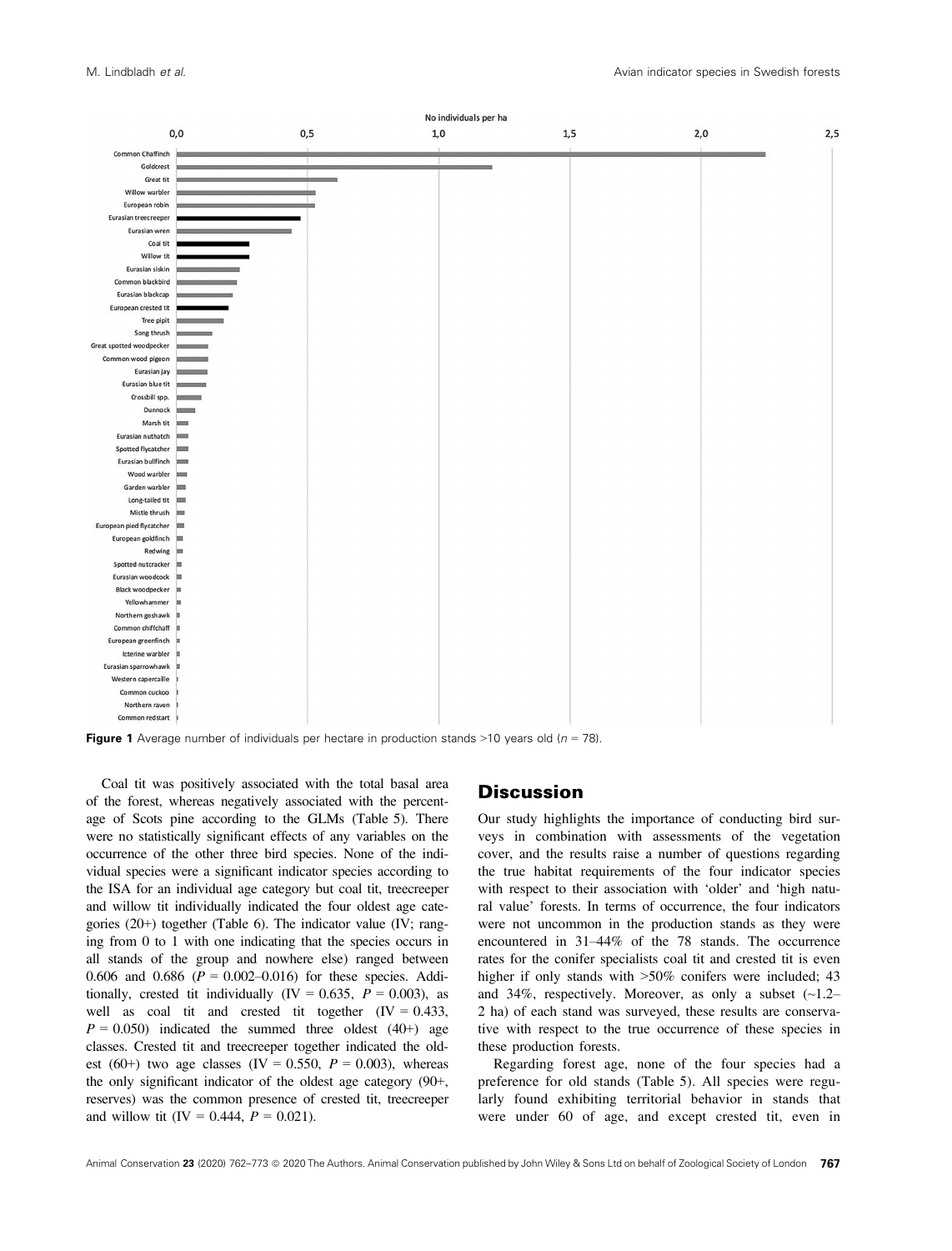**Figure 1** Average number of individuals per hectare in production stands >10 years old ($n$ = 78).

Coal tit was positively associated with the total basal area of the forest, whereas negatively associated with the percentage of Scots pine according to the GLMs (Table 5). There were no statistically significant effects of any variables on the occurrence of the other three bird species. None of the individual species were a significant indicator species according to the ISA for an individual age category but coal tit, treecreeper and willow tit individually indicated the four oldest age categories (20+) together (Table 6). The indicator value (IV; ranging from 0 to 1 with one indicating that the species occurs in all stands of the group and nowhere else) ranged between 0.606 and 0.686 ($P$ = 0.002–0.016) for these species. Additionally, crested tit individually (IV = 0.635, $P$ = 0.003), as well as coal tit and crested tit together (IV = 0.433, $P$ = 0.050) indicated the summed three oldest (40+) age classes. Crested tit and treecreeper together indicated the oldest (60+) two age classes (IV = 0.550, $P$ = 0.003), whereas the only significant indicator of the oldest age category (90+, reserves) was the common presence of crested tit, treecreeper and willow tit (IV = 0.444, $P$ = 0.021).

## Discussion

Our study highlights the importance of conducting bird surveys in combination with assessments of the vegetation cover, and the results raise a number of questions regarding the true habitat requirements of the four indicator species with respect to their association with 'older' and 'high natural value' forests. In terms of occurrence, the four indicators were not uncommon in the production stands as they were encountered in 31–44% of the 78 stands. The occurrence rates for the conifer specialists coal tit and crested tit is even higher if only stands with >50% conifers were included; 43 and 34%, respectively. Moreover, as only a subset (~1.2–2 ha) of each stand was surveyed, these results are conservative with respect to the true occurrence of these species in these production forests.

Regarding forest age, none of the four species had a preference for old stands (Table 5). All species were regularly found exhibiting territorial behavior in stands that were under 60 of age, and except crested tit, even in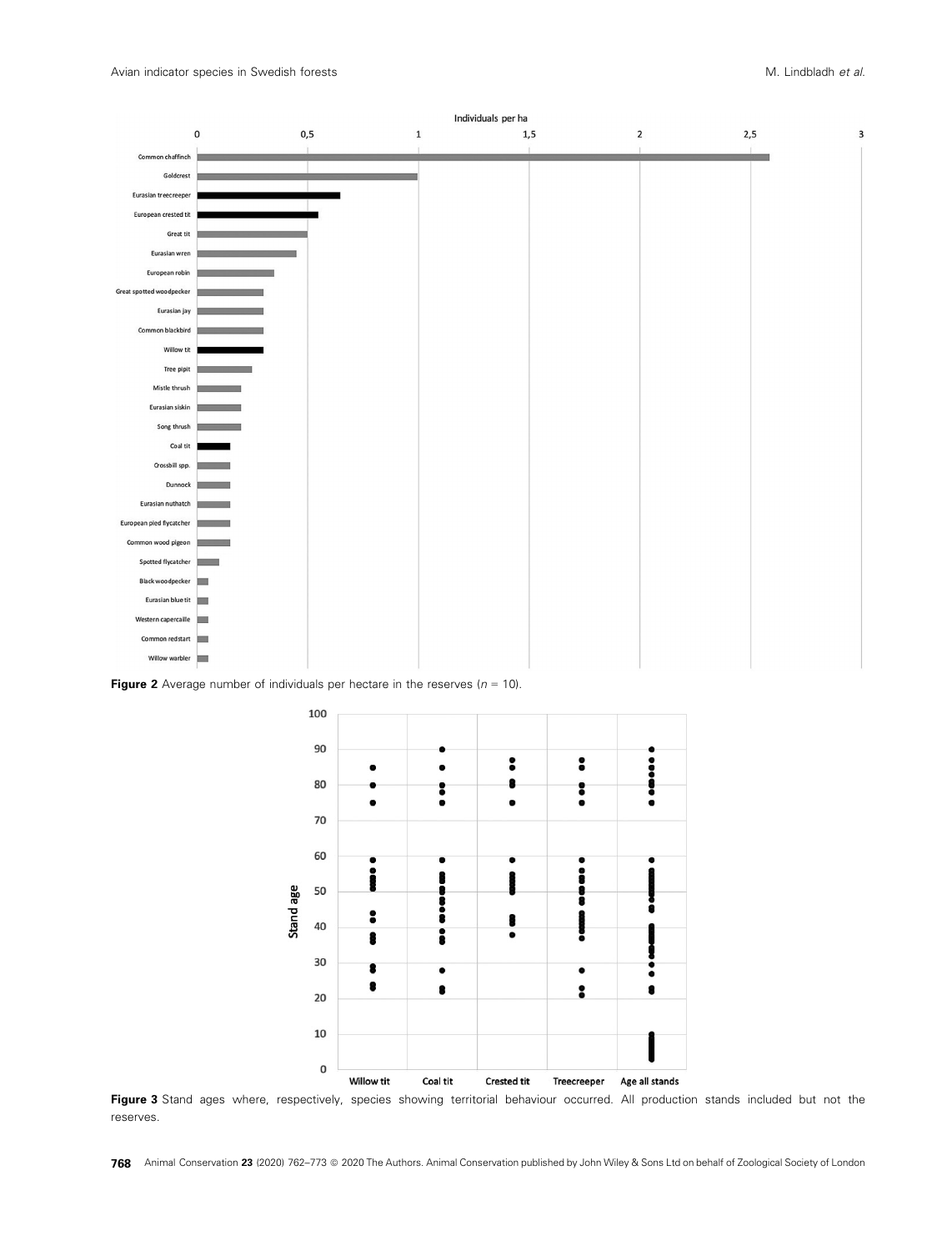**Figure 2** Average number of individuals per hectare in the reserves ($n$ = 10).

**Figure 3** Stand ages where, respectively, species showing territorial behaviour occurred. All production stands included but not the reserves.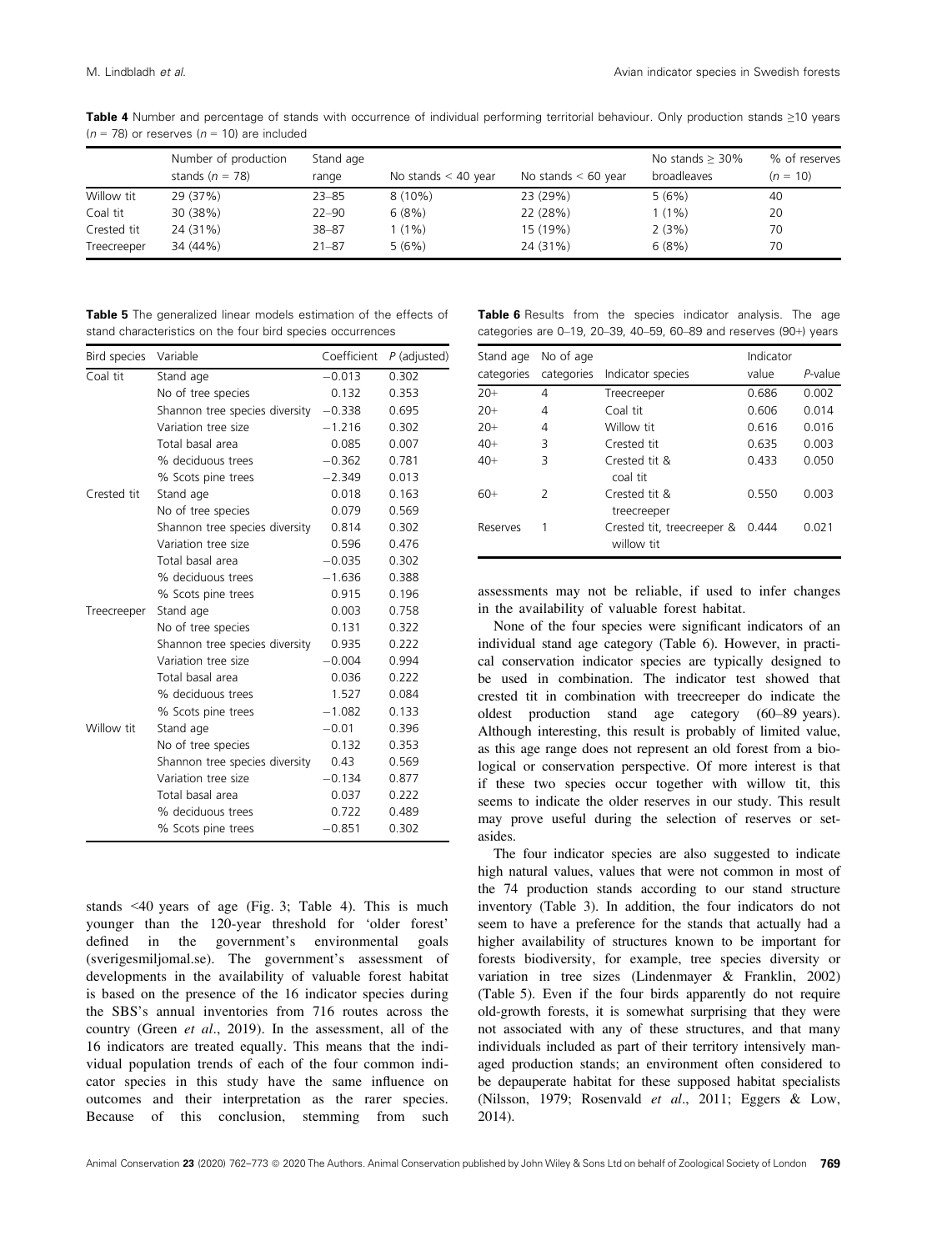**Table 4** Number and percentage of stands with occurrence of individual performing territorial behaviour. Only production stands ≥10 years ($n$ = 78) or reserves ($n$ = 10) are included

| | Number of production stands ($n$ = 78) | Stand age range | No stands < 40 year | No stands < 60 year | No stands ≥ 30% broadleaves | % of reserves ($n$ = 10) |
|---|---|---|---|---|---|---|
| Willow tit | 29 (37%) | 23–85 | 8 (10%) | 23 (29%) | 5 (6%) | 40 |
| Coal tit | 30 (38%) | 22–90 | 6 (8%) | 22 (28%) | 1 (1%) | 20 |
| Crested tit | 24 (31%) | 38–87 | 1 (1%) | 15 (19%) | 2 (3%) | 70 |
| Treecreeper | 34 (44%) | 21–87 | 5 (6%) | 24 (31%) | 6 (8%) | 70 |

**Table 5** The generalized linear models estimation of the effects of stand characteristics on the four bird species occurrences

| Bird species | Variable | Coefficient | $P$ (adjusted) |
|---|---|---|---|
| Coal tit | Stand age | −0.013 | 0.302 |
| | No of tree species | 0.132 | 0.353 |
| | Shannon tree species diversity | −0.338 | 0.695 |
| | Variation tree size | −1.216 | 0.302 |
| | Total basal area | 0.085 | 0.007 |
| | % deciduous trees | −0.362 | 0.781 |
| | % Scots pine trees | −2.349 | 0.013 |
| Crested tit | Stand age | 0.018 | 0.163 |
| | No of tree species | 0.079 | 0.569 |
| | Shannon tree species diversity | 0.814 | 0.302 |
| | Variation tree size | 0.596 | 0.476 |
| | Total basal area | −0.035 | 0.302 |
| | % deciduous trees | −1.636 | 0.388 |
| | % Scots pine trees | 0.915 | 0.196 |
| Treecreeper | Stand age | 0.003 | 0.758 |
| | No of tree species | 0.131 | 0.322 |
| | Shannon tree species diversity | 0.935 | 0.222 |
| | Variation tree size | −0.004 | 0.994 |
| | Total basal area | 0.036 | 0.222 |
| | % deciduous trees | 1.527 | 0.084 |
| | % Scots pine trees | −1.082 | 0.133 |
| Willow tit | Stand age | −0.01 | 0.396 |
| | No of tree species | 0.132 | 0.353 |
| | Shannon tree species diversity | 0.43 | 0.569 |
| | Variation tree size | −0.134 | 0.877 |
| | Total basal area | 0.037 | 0.222 |
| | % deciduous trees | 0.722 | 0.489 |
| | % Scots pine trees | −0.851 | 0.302 |

**Table 6** Results from the species indicator analysis. The age categories are 0–19, 20–39, 40–59, 60–89 and reserves (90+) years

| Stand age categories | No of age categories | Indicator species | Indicator value | $P$-value |
|---|---|---|---|---|
| 20+ | 4 | Treecreeper | 0.686 | 0.002 |
| 20+ | 4 | Coal tit | 0.606 | 0.014 |
| 20+ | 4 | Willow tit | 0.616 | 0.016 |
| 40+ | 3 | Crested tit | 0.635 | 0.003 |
| 40+ | 3 | Crested tit & coal tit | 0.433 | 0.050 |
| 60+ | 2 | Crested tit & treecreeper | 0.550 | 0.003 |
| Reserves | 1 | Crested tit, treecreeper & willow tit | 0.444 | 0.021 |

stands <40 years of age (Fig. 3; Table 4). This is much younger than the 120-year threshold for 'older forest' defined in the government's environmental goals (sverigesmiljomal.se). The government's assessment of developments in the availability of valuable forest habitat is based on the presence of the 16 indicator species during the SBS's annual inventories from 716 routes across the country (Green *et al*., 2019). In the assessment, all of the 16 indicators are treated equally. This means that the individual population trends of each of the four common indicator species in this study have the same influence on outcomes and their interpretation as the rarer species. Because of this conclusion, stemming from such assessments may not be reliable, if used to infer changes in the availability of valuable forest habitat.

None of the four species were significant indicators of an individual stand age category (Table 6). However, in practical conservation indicator species are typically designed to be used in combination. The indicator test showed that crested tit in combination with treecreeper do indicate the oldest production stand age category (60–89 years). Although interesting, this result is probably of limited value, as this age range does not represent an old forest from a biological or conservation perspective. Of more interest is that if these two species occur together with willow tit, this seems to indicate the older reserves in our study. This result may prove useful during the selection of reserves or set-asides.

The four indicator species are also suggested to indicate high natural values, values that were not common in most of the 74 production stands according to our stand structure inventory (Table 3). In addition, the four indicators do not seem to have a preference for the stands that actually had a higher availability of structures known to be important for forests biodiversity, for example, tree species diversity or variation in tree sizes (Lindenmayer & Franklin, 2002) (Table 5). Even if the four birds apparently do not require old-growth forests, it is somewhat surprising that they were not associated with any of these structures, and that many individuals included as part of their territory intensively managed production stands; an environment often considered to be depauperate habitat for these supposed habitat specialists (Nilsson, 1979; Rosenvald *et al*., 2011; Eggers & Low, 2014).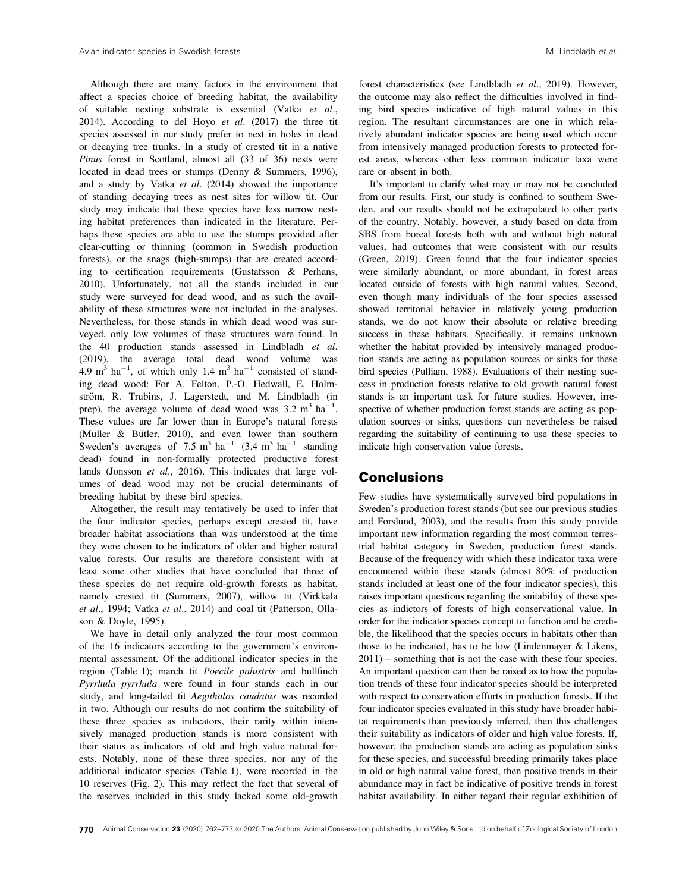Although there are many factors in the environment that affect a species choice of breeding habitat, the availability of suitable nesting substrate is essential (Vatka *et al*., 2014). According to del Hoyo *et al*. (2017) the three tit species assessed in our study prefer to nest in holes in dead or decaying tree trunks. In a study of crested tit in a native *Pinus* forest in Scotland, almost all (33 of 36) nests were located in dead trees or stumps (Denny & Summers, 1996), and a study by Vatka *et al*. (2014) showed the importance of standing decaying trees as nest sites for willow tit. Our study may indicate that these species have less narrow nesting habitat preferences than indicated in the literature. Perhaps these species are able to use the stumps provided after clear-cutting or thinning (common in Swedish production forests), or the snags (high-stumps) that are created according to certification requirements (Gustafsson & Perhans, 2010). Unfortunately, not all the stands included in our study were surveyed for dead wood, and as such the availability of these structures were not included in the analyses. Nevertheless, for those stands in which dead wood was surveyed, only low volumes of these structures were found. In the 40 production stands assessed in Lindbladh *et al*. (2019), the average total dead wood volume was 4.9 $m^3$ $ha^{-1}$, of which only 1.4 $m^3$ $ha^{-1}$ consisted of standing dead wood: For A. Felton, P.-O. Hedwall, E. Holmström, R. Trubins, J. Lagerstedt, and M. Lindbladh (in prep), the average volume of dead wood was 3.2 $m^3$ $ha^{-1}$. These values are far lower than in Europe's natural forests (Müller & Bütler, 2010), and even lower than southern Sweden's averages of 7.5 $m^3$ $ha^{-1}$ (3.4 $m^3$ $ha^{-1}$ standing dead) found in non-formally protected productive forest lands (Jonsson *et al*., 2016). This indicates that large volumes of dead wood may not be crucial determinants of breeding habitat by these bird species.

Altogether, the result may tentatively be used to infer that the four indicator species, perhaps except crested tit, have broader habitat associations than was understood at the time they were chosen to be indicators of older and higher natural value forests. Our results are therefore consistent with at least some other studies that have concluded that three of these species do not require old-growth forests as habitat, namely crested tit (Summers, 2007), willow tit (Virkkala *et al*., 1994; Vatka *et al*., 2014) and coal tit (Patterson, Ollason & Doyle, 1995).

We have in detail only analyzed the four most common of the 16 indicators according to the government's environmental assessment. Of the additional indicator species in the region (Table 1); march tit *Poecile palustris* and bullfinch *Pyrrhula pyrrhula* were found in four stands each in our study, and long-tailed tit *Aegithalos caudatus* was recorded in two. Although our results do not confirm the suitability of these three species as indicators, their rarity within intensively managed production stands is more consistent with their status as indicators of old and high value natural forests. Notably, none of these three species, nor any of the additional indicator species (Table 1), were recorded in the 10 reserves (Fig. 2). This may reflect the fact that several of the reserves included in this study lacked some old-growth forest characteristics (see Lindbladh *et al*., 2019). However, the outcome may also reflect the difficulties involved in finding bird species indicative of high natural values in this region. The resultant circumstances are one in which relatively abundant indicator species are being used which occur from intensively managed production forests to protected forest areas, whereas other less common indicator taxa were rare or absent in both.

It's important to clarify what may or may not be concluded from our results. First, our study is confined to southern Sweden, and our results should not be extrapolated to other parts of the country. Notably, however, a study based on data from SBS from boreal forests both with and without high natural values, had outcomes that were consistent with our results (Green, 2019). Green found that the four indicator species were similarly abundant, or more abundant, in forest areas located outside of forests with high natural values. Second, even though many individuals of the four species assessed showed territorial behavior in relatively young production stands, we do not know their absolute or relative breeding success in these habitats. Specifically, it remains unknown whether the habitat provided by intensively managed production stands are acting as population sources or sinks for these bird species (Pulliam, 1988). Evaluations of their nesting success in production forests relative to old growth natural forest stands is an important task for future studies. However, irrespective of whether production forest stands are acting as population sources or sinks, questions can nevertheless be raised regarding the suitability of continuing to use these species to indicate high conservation value forests.

## Conclusions

Few studies have systematically surveyed bird populations in Sweden's production forest stands (but see our previous studies and Forslund, 2003), and the results from this study provide important new information regarding the most common terrestrial habitat category in Sweden, production forest stands. Because of the frequency with which these indicator taxa were encountered within these stands (almost 80% of production stands included at least one of the four indicator species), this raises important questions regarding the suitability of these species as indictors of forests of high conservational value. In order for the indicator species concept to function and be credible, the likelihood that the species occurs in habitats other than those to be indicated, has to be low (Lindenmayer & Likens, 2011) – something that is not the case with these four species. An important question can then be raised as to how the population trends of these four indicator species should be interpreted with respect to conservation efforts in production forests. If the four indicator species evaluated in this study have broader habitat requirements than previously inferred, then this challenges their suitability as indicators of older and high value forests. If, however, the production stands are acting as population sinks for these species, and successful breeding primarily takes place in old or high natural value forest, then positive trends in their abundance may in fact be indicative of positive trends in forest habitat availability. In either regard their regular exhibition of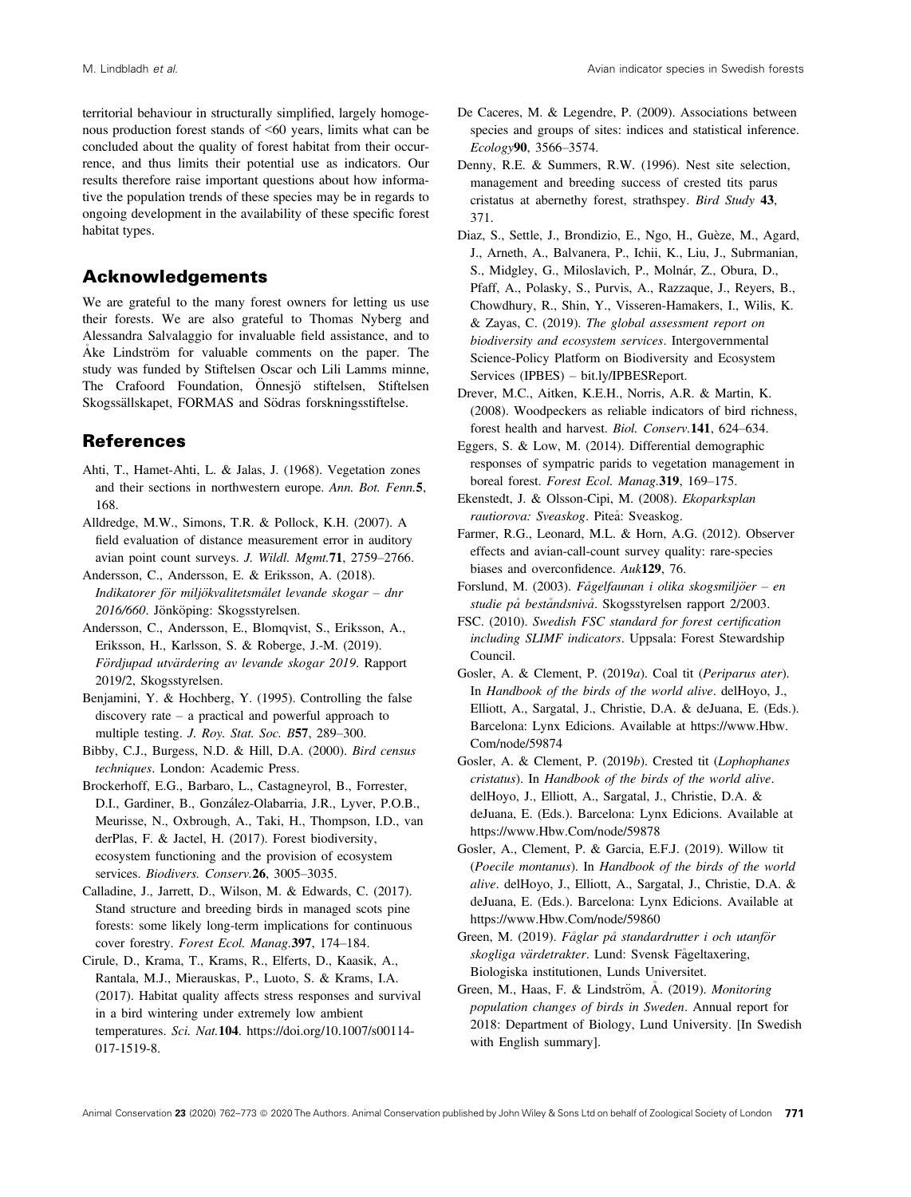territorial behaviour in structurally simplified, largely homogenous production forest stands of <60 years, limits what can be concluded about the quality of forest habitat from their occurrence, and thus limits their potential use as indicators. Our results therefore raise important questions about how informative the population trends of these species may be in regards to ongoing development in the availability of these specific forest habitat types.

## Acknowledgements

We are grateful to the many forest owners for letting us use their forests. We are also grateful to Thomas Nyberg and Alessandra Salvalaggio for invaluable field assistance, and to Åke Lindström for valuable comments on the paper. The study was funded by Stiftelsen Oscar och Lili Lamms minne, The Crafoord Foundation, Önnesjö stiftelsen, Stiftelsen Skogssällskapet, FORMAS and Södras forskningsstiftelse.

## References

Ahti, T., Hamet-Ahti, L. & Jalas, J. (1968). Vegetation zones and their sections in northwestern europe. *Ann. Bot. Fenn.***5**, 168.

Alldredge, M.W., Simons, T.R. & Pollock, K.H. (2007). A field evaluation of distance measurement error in auditory avian point count surveys. *J. Wildl. Mgmt.***71**, 2759–2766.

Andersson, C., Andersson, E. & Eriksson, A. (2018). *Indikatorer för miljökvalitetsmålet levande skogar – dnr 2016/660*. Jönköping: Skogsstyrelsen.

Andersson, C., Andersson, E., Blomqvist, S., Eriksson, A., Eriksson, H., Karlsson, S. & Roberge, J.-M. (2019). *Fördjupad utvärdering av levande skogar 2019*. Rapport 2019/2, Skogsstyrelsen.

Benjamini, Y. & Hochberg, Y. (1995). Controlling the false discovery rate – a practical and powerful approach to multiple testing. *J. Roy. Stat. Soc. B***57**, 289–300.

Bibby, C.J., Burgess, N.D. & Hill, D.A. (2000). *Bird census techniques*. London: Academic Press.

Brockerhoff, E.G., Barbaro, L., Castagneyrol, B., Forrester, D.I., Gardiner, B., González-Olabarria, J.R., Lyver, P.O.B., Meurisse, N., Oxbrough, A., Taki, H., Thompson, I.D., van derPlas, F. & Jactel, H. (2017). Forest biodiversity, ecosystem functioning and the provision of ecosystem services. *Biodivers. Conserv.***26**, 3005–3035.

Calladine, J., Jarrett, D., Wilson, M. & Edwards, C. (2017). Stand structure and breeding birds in managed scots pine forests: some likely long-term implications for continuous cover forestry. *Forest Ecol. Manag.***397**, 174–184.

Cirule, D., Krama, T., Krams, R., Elferts, D., Kaasik, A., Rantala, M.J., Mierauskas, P., Luoto, S. & Krams, I.A. (2017). Habitat quality affects stress responses and survival in a bird wintering under extremely low ambient temperatures. *Sci. Nat.***104**. https://doi.org/10.1007/s00114-017-1519-8.

De Caceres, M. & Legendre, P. (2009). Associations between species and groups of sites: indices and statistical inference. *Ecology***90**, 3566–3574.

Denny, R.E. & Summers, R.W. (1996). Nest site selection, management and breeding success of crested tits parus cristatus at abernethy forest, strathspey. *Bird Study* **43**, 371.

Diaz, S., Settle, J., Brondizio, E., Ngo, H., Guèze, M., Agard, J., Arneth, A., Balvanera, P., Ichii, K., Liu, J., Subrmanian, S., Midgley, G., Miloslavich, P., Molnár, Z., Obura, D., Pfaff, A., Polasky, S., Purvis, A., Razzaque, J., Reyers, B., Chowdhury, R., Shin, Y., Visseren-Hamakers, I., Wilis, K. & Zayas, C. (2019). *The global assessment report on biodiversity and ecosystem services*. Intergovernmental Science-Policy Platform on Biodiversity and Ecosystem Services (IPBES) – bit.ly/IPBESReport.

Drever, M.C., Aitken, K.E.H., Norris, A.R. & Martin, K. (2008). Woodpeckers as reliable indicators of bird richness, forest health and harvest. *Biol. Conserv.***141**, 624–634.

Eggers, S. & Low, M. (2014). Differential demographic responses of sympatric parids to vegetation management in boreal forest. *Forest Ecol. Manag.***319**, 169–175.

Ekenstedt, J. & Olsson-Cipi, M. (2008). *Ekoparksplan rautiorova: Sveaskog*. Piteå: Sveaskog.

Farmer, R.G., Leonard, M.L. & Horn, A.G. (2012). Observer effects and avian-call-count survey quality: rare-species biases and overconfidence. *Auk***129**, 76.

Forslund, M. (2003). *Fågelfaunan i olika skogsmiljöer – en studie på beståndsnivå*. Skogsstyrelsen rapport 2/2003.

FSC. (2010). *Swedish FSC standard for forest certification including SLIMF indicators*. Uppsala: Forest Stewardship Council.

Gosler, A. & Clement, P. (2019*a*). Coal tit (*Periparus ater*). In *Handbook of the birds of the world alive*. delHoyo, J., Elliott, A., Sargatal, J., Christie, D.A. & deJuana, E. (Eds.). Barcelona: Lynx Edicions. Available at https://www.Hbw.Com/node/59874

Gosler, A. & Clement, P. (2019*b*). Crested tit (*Lophophanes cristatus*). In *Handbook of the birds of the world alive*. delHoyo, J., Elliott, A., Sargatal, J., Christie, D.A. & deJuana, E. (Eds.). Barcelona: Lynx Edicions. Available at https://www.Hbw.Com/node/59878

Gosler, A., Clement, P. & Garcia, E.F.J. (2019). Willow tit (*Poecile montanus*). In *Handbook of the birds of the world alive*. delHoyo, J., Elliott, A., Sargatal, J., Christie, D.A. & deJuana, E. (Eds.). Barcelona: Lynx Edicions. Available at https://www.Hbw.Com/node/59860

Green, M. (2019). *Fåglar på standardrutter i och utanför skogliga värdetrakter*. Lund: Svensk Fågeltaxering, Biologiska institutionen, Lunds Universitet.

Green, M., Haas, F. & Lindström, Å. (2019). *Monitoring population changes of birds in Sweden*. Annual report for 2018: Department of Biology, Lund University. [In Swedish with English summary].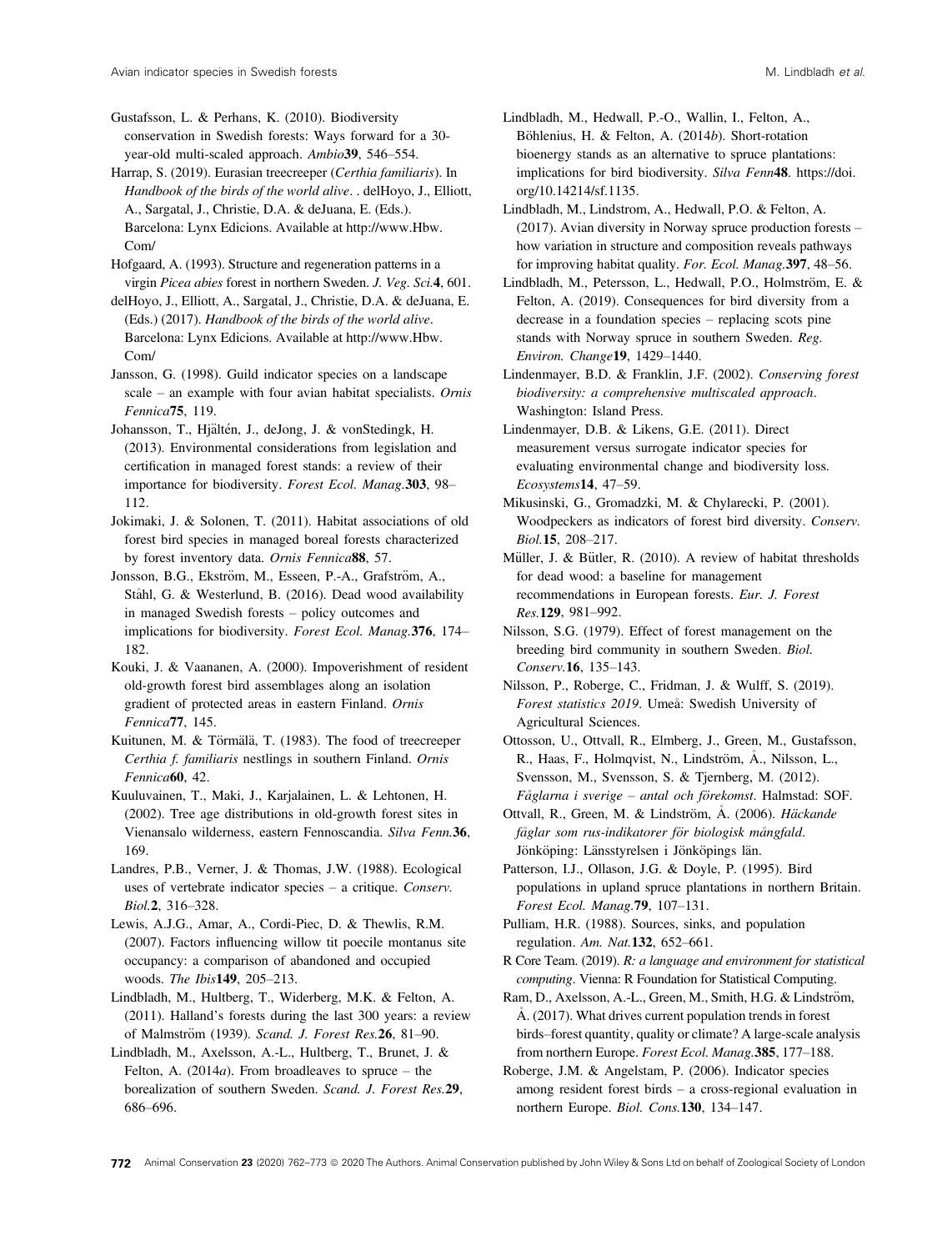Gustafsson, L. & Perhans, K. (2010). Biodiversity conservation in Swedish forests: Ways forward for a 30-year-old multi-scaled approach. *Ambio*39, 546–554.

Harrap, S. (2019). Eurasian treecreeper (*Certhia familiaris*). In *Handbook of the birds of the world alive*. . delHoyo, J., Elliott, A., Sargatal, J., Christie, D.A. & deJuana, E. (Eds.). Barcelona: Lynx Edicions. Available at http://www.Hbw.Com/

Hofgaard, A. (1993). Structure and regeneration patterns in a virgin *Picea abies* forest in northern Sweden. *J. Veg. Sci.*4, 601.

delHoyo, J., Elliott, A., Sargatal, J., Christie, D.A. & deJuana, E. (Eds.) (2017). *Handbook of the birds of the world alive*. Barcelona: Lynx Edicions. Available at http://www.Hbw.Com/

Jansson, G. (1998). Guild indicator species on a landscape scale – an example with four avian habitat specialists. *Ornis Fennica*75, 119.

Johansson, T., Hjältén, J., deJong, J. & vonStedingk, H. (2013). Environmental considerations from legislation and certification in managed forest stands: a review of their importance for biodiversity. *Forest Ecol. Manag.*303, 98–112.

Jokimaki, J. & Solonen, T. (2011). Habitat associations of old forest bird species in managed boreal forests characterized by forest inventory data. *Ornis Fennica*88, 57.

Jonsson, B.G., Ekström, M., Esseen, P.-A., Grafström, A., Ståhl, G. & Westerlund, B. (2016). Dead wood availability in managed Swedish forests – policy outcomes and implications for biodiversity. *Forest Ecol. Manag.*376, 174–182.

Kouki, J. & Vaananen, A. (2000). Impoverishment of resident old-growth forest bird assemblages along an isolation gradient of protected areas in eastern Finland. *Ornis Fennica*77, 145.

Kuitunen, M. & Törmälä, T. (1983). The food of treecreeper *Certhia f. familiaris* nestlings in southern Finland. *Ornis Fennica*60, 42.

Kuuluvainen, T., Maki, J., Karjalainen, L. & Lehtonen, H. (2002). Tree age distributions in old-growth forest sites in Vienansalo wilderness, eastern Fennoscandia. *Silva Fenn.*36, 169.

Landres, P.B., Verner, J. & Thomas, J.W. (1988). Ecological uses of vertebrate indicator species – a critique. *Conserv. Biol.*2, 316–328.

Lewis, A.J.G., Amar, A., Cordi-Piec, D. & Thewlis, R.M. (2007). Factors influencing willow tit poecile montanus site occupancy: a comparison of abandoned and occupied woods. *The Ibis*149, 205–213.

Lindbladh, M., Hultberg, T., Widerberg, M.K. & Felton, A. (2011). Halland's forests during the last 300 years: a review of Malmström (1939). *Scand. J. Forest Res.*26, 81–90.

Lindbladh, M., Axelsson, A.-L., Hultberg, T., Brunet, J. & Felton, A. (2014*a*). From broadleaves to spruce – the borealization of southern Sweden. *Scand. J. Forest Res.*29, 686–696.

Lindbladh, M., Hedwall, P.-O., Wallin, I., Felton, A., Böhlenius, H. & Felton, A. (2014*b*). Short-rotation bioenergy stands as an alternative to spruce plantations: implications for bird biodiversity. *Silva Fenn*48. https://doi.org/10.14214/sf.1135.

Lindbladh, M., Lindstrom, A., Hedwall, P.O. & Felton, A. (2017). Avian diversity in Norway spruce production forests – how variation in structure and composition reveals pathways for improving habitat quality. *For. Ecol. Manag.*397, 48–56.

Lindbladh, M., Petersson, L., Hedwall, P.O., Holmström, E. & Felton, A. (2019). Consequences for bird diversity from a decrease in a foundation species – replacing scots pine stands with Norway spruce in southern Sweden. *Reg. Environ. Change*19, 1429–1440.

Lindenmayer, B.D. & Franklin, J.F. (2002). *Conserving forest biodiversity: a comprehensive multiscaled approach*. Washington: Island Press.

Lindenmayer, D.B. & Likens, G.E. (2011). Direct measurement versus surrogate indicator species for evaluating environmental change and biodiversity loss. *Ecosystems*14, 47–59.

Mikusinski, G., Gromadzki, M. & Chylarecki, P. (2001). Woodpeckers as indicators of forest bird diversity. *Conserv. Biol.*15, 208–217.

Müller, J. & Bütler, R. (2010). A review of habitat thresholds for dead wood: a baseline for management recommendations in European forests. *Eur. J. Forest Res.*129, 981–992.

Nilsson, S.G. (1979). Effect of forest management on the breeding bird community in southern Sweden. *Biol. Conserv.*16, 135–143.

Nilsson, P., Roberge, C., Fridman, J. & Wulff, S. (2019). *Forest statistics 2019*. Umeå: Swedish University of Agricultural Sciences.

Ottosson, U., Ottvall, R., Elmberg, J., Green, M., Gustafsson, R., Haas, F., Holmqvist, N., Lindström, Å., Nilsson, L., Svensson, M., Svensson, S. & Tjernberg, M. (2012). *Fåglarna i sverige – antal och förekomst*. Halmstad: SOF.

Ottvall, R., Green, M. & Lindström, Å. (2006). *Häckande fåglar som rus-indikatorer för biologisk mångfald*. Jönköping: Länsstyrelsen i Jönköpings län.

Patterson, I.J., Ollason, J.G. & Doyle, P. (1995). Bird populations in upland spruce plantations in northern Britain. *Forest Ecol. Manag.*79, 107–131.

Pulliam, H.R. (1988). Sources, sinks, and population regulation. *Am. Nat.*132, 652–661.

R Core Team. (2019). *R: a language and environment for statistical computing*. Vienna: R Foundation for Statistical Computing.

Ram, D., Axelsson, A.-L., Green, M., Smith, H.G. & Lindström, Å. (2017). What drives current population trends in forest birds–forest quantity, quality or climate? A large-scale analysis from northern Europe. *Forest Ecol. Manag.*385, 177–188.

Roberge, J.M. & Angelstam, P. (2006). Indicator species among resident forest birds – a cross-regional evaluation in northern Europe. *Biol. Cons.*130, 134–147.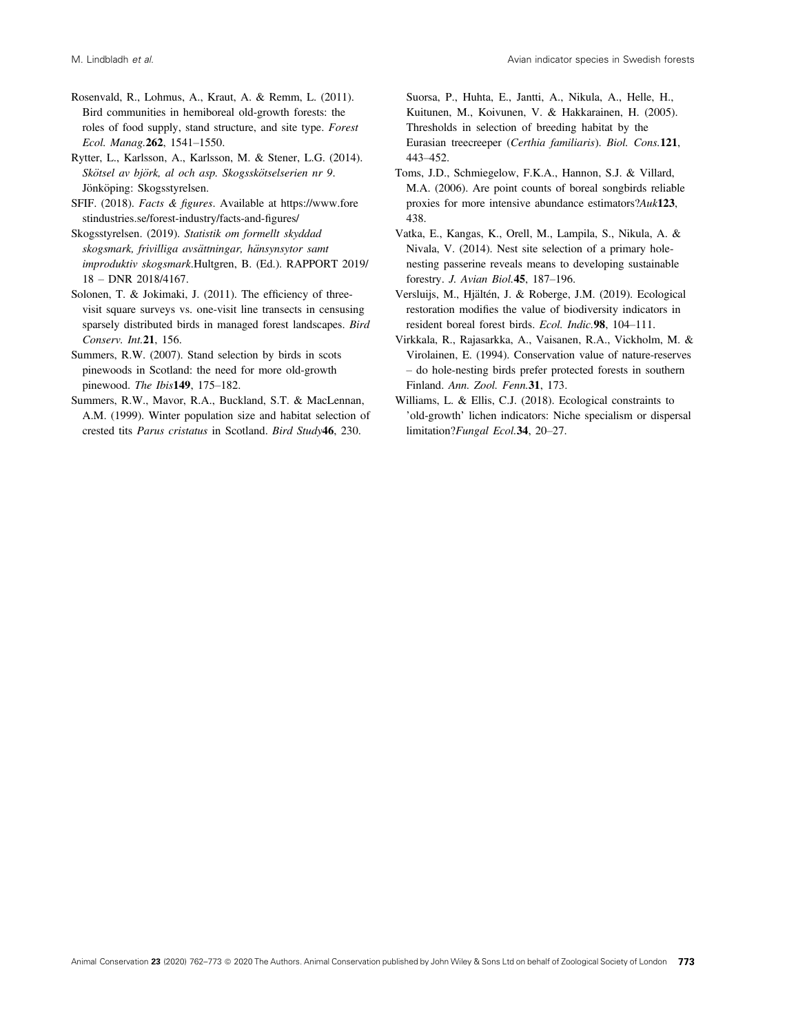Rosenvald, R., Lohmus, A., Kraut, A. & Remm, L. (2011). Bird communities in hemiboreal old-growth forests: the roles of food supply, stand structure, and site type. *Forest Ecol. Manag.***262**, 1541–1550.

Rytter, L., Karlsson, A., Karlsson, M. & Stener, L.G. (2014). *Skötsel av björk, al och asp. Skogsskötselserien nr 9*. Jönköping: Skogsstyrelsen.

SFIF. (2018). *Facts & figures*. Available at https://www.forestindustries.se/forest-industry/facts-and-figures/

Skogsstyrelsen. (2019). *Statistik om formellt skyddad skogsmark, frivilliga avsättningar, hänsynsytor samt improduktiv skogsmark*.Hultgren, B. (Ed.). RAPPORT 2019/18 – DNR 2018/4167.

Solonen, T. & Jokimaki, J. (2011). The efficiency of three-visit square surveys vs. one-visit line transects in censusing sparsely distributed birds in managed forest landscapes. *Bird Conserv. Int.***21**, 156.

Summers, R.W. (2007). Stand selection by birds in scots pinewoods in Scotland: the need for more old-growth pinewood. *The Ibis***149**, 175–182.

Summers, R.W., Mavor, R.A., Buckland, S.T. & MacLennan, A.M. (1999). Winter population size and habitat selection of crested tits *Parus cristatus* in Scotland. *Bird Study***46**, 230.

Suorsa, P., Huhta, E., Jantti, A., Nikula, A., Helle, H., Kuitunen, M., Koivunen, V. & Hakkarainen, H. (2005). Thresholds in selection of breeding habitat by the Eurasian treecreeper (*Certhia familiaris*). *Biol. Cons.***121**, 443–452.

Toms, J.D., Schmiegelow, F.K.A., Hannon, S.J. & Villard, M.A. (2006). Are point counts of boreal songbirds reliable proxies for more intensive abundance estimators?*Auk***123**, 438.

Vatka, E., Kangas, K., Orell, M., Lampila, S., Nikula, A. & Nivala, V. (2014). Nest site selection of a primary hole-nesting passerine reveals means to developing sustainable forestry. *J. Avian Biol.***45**, 187–196.

Versluijs, M., Hjältén, J. & Roberge, J.M. (2019). Ecological restoration modifies the value of biodiversity indicators in resident boreal forest birds. *Ecol. Indic.***98**, 104–111.

Virkkala, R., Rajasarkka, A., Vaisanen, R.A., Vickholm, M. & Virolainen, E. (1994). Conservation value of nature-reserves – do hole-nesting birds prefer protected forests in southern Finland. *Ann. Zool. Fenn.***31**, 173.

Williams, L. & Ellis, C.J. (2018). Ecological constraints to 'old-growth' lichen indicators: Niche specialism or dispersal limitation?*Fungal Ecol.***34**, 20–27.